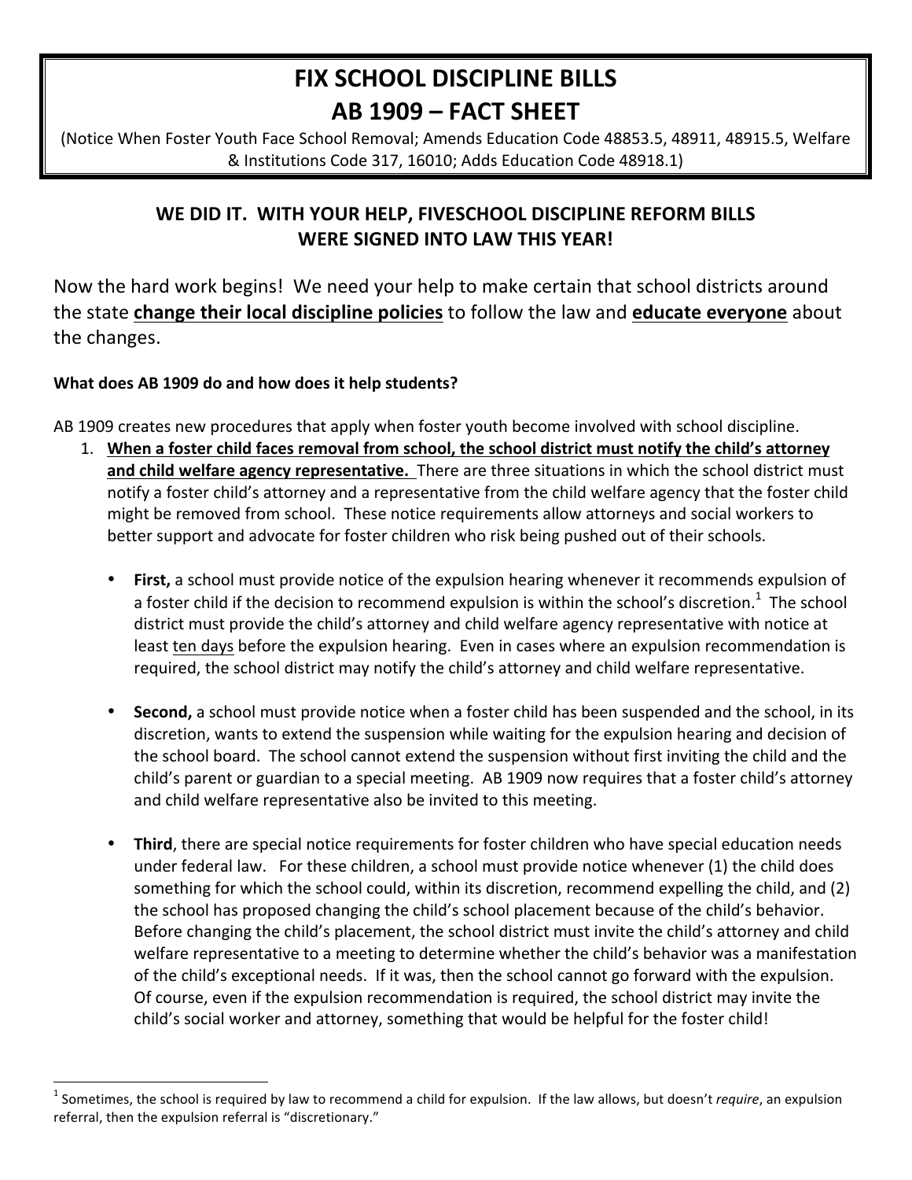# FIX SCHOOL DISCIPLINE BILLS
# AB 1909 – FACT SHEET

(Notice When Foster Youth Face School Removal; Amends Education Code 48853.5, 48911, 48915.5, Welfare & Institutions Code 317, 16010; Adds Education Code 48918.1)

## WE DID IT. WITH YOUR HELP, FIVESCHOOL DISCIPLINE REFORM BILLS WERE SIGNED INTO LAW THIS YEAR!

Now the hard work begins! We need your help to make certain that school districts around the state **change their local discipline policies** to follow the law and **educate everyone** about the changes.

**What does AB 1909 do and how does it help students?**

AB 1909 creates new procedures that apply when foster youth become involved with school discipline.

1. **When a foster child faces removal from school, the school district must notify the child's attorney and child welfare agency representative.** There are three situations in which the school district must notify a foster child's attorney and a representative from the child welfare agency that the foster child might be removed from school. These notice requirements allow attorneys and social workers to better support and advocate for foster children who risk being pushed out of their schools.

   - **First,** a school must provide notice of the expulsion hearing whenever it recommends expulsion of a foster child if the decision to recommend expulsion is within the school's discretion.[1] The school district must provide the child's attorney and child welfare agency representative with notice at least ten days before the expulsion hearing. Even in cases where an expulsion recommendation is required, the school district may notify the child's attorney and child welfare representative.

   - **Second,** a school must provide notice when a foster child has been suspended and the school, in its discretion, wants to extend the suspension while waiting for the expulsion hearing and decision of the school board. The school cannot extend the suspension without first inviting the child and the child's parent or guardian to a special meeting. AB 1909 now requires that a foster child's attorney and child welfare representative also be invited to this meeting.

   - **Third**, there are special notice requirements for foster children who have special education needs under federal law. For these children, a school must provide notice whenever (1) the child does something for which the school could, within its discretion, recommend expelling the child, and (2) the school has proposed changing the child's school placement because of the child's behavior. Before changing the child's placement, the school district must invite the child's attorney and child welfare representative to a meeting to determine whether the child's behavior was a manifestation of the child's exceptional needs. If it was, then the school cannot go forward with the expulsion. Of course, even if the expulsion recommendation is required, the school district may invite the child's social worker and attorney, something that would be helpful for the foster child!

---

[1] Sometimes, the school is required by law to recommend a child for expulsion. If the law allows, but doesn't *require*, an expulsion referral, then the expulsion referral is "discretionary."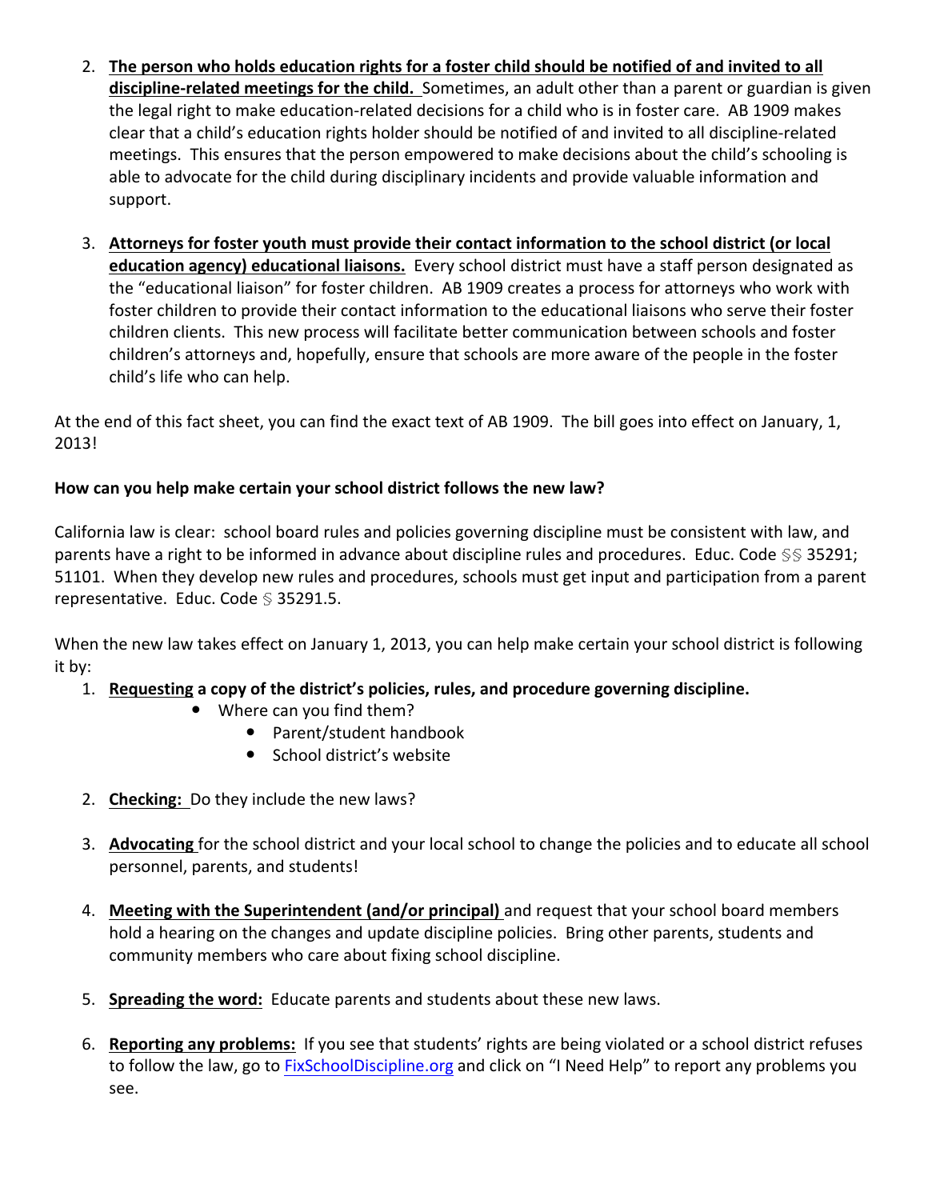2. **<u>The person who holds education rights for a foster child should be notified of and invited to all discipline-related meetings for the child.</u>** Sometimes, an adult other than a parent or guardian is given the legal right to make education-related decisions for a child who is in foster care. AB 1909 makes clear that a child's education rights holder should be notified of and invited to all discipline-related meetings. This ensures that the person empowered to make decisions about the child's schooling is able to advocate for the child during disciplinary incidents and provide valuable information and support.

3. **<u>Attorneys for foster youth must provide their contact information to the school district (or local education agency) educational liaisons.</u>** Every school district must have a staff person designated as the "educational liaison" for foster children. AB 1909 creates a process for attorneys who work with foster children to provide their contact information to the educational liaisons who serve their foster children clients. This new process will facilitate better communication between schools and foster children's attorneys and, hopefully, ensure that schools are more aware of the people in the foster child's life who can help.

At the end of this fact sheet, you can find the exact text of AB 1909. The bill goes into effect on January, 1, 2013!

**How can you help make certain your school district follows the new law?**

California law is clear: school board rules and policies governing discipline must be consistent with law, and parents have a right to be informed in advance about discipline rules and procedures. Educ. Code §§ 35291; 51101. When they develop new rules and procedures, schools must get input and participation from a parent representative. Educ. Code § 35291.5.

When the new law takes effect on January 1, 2013, you can help make certain your school district is following it by:

1. **<u>Requesting</u> a copy of the district's policies, rules, and procedure governing discipline.**
   - Where can you find them?
     - Parent/student handbook
     - School district's website

2. **<u>Checking:</u>** Do they include the new laws?

3. **<u>Advocating</u>** for the school district and your local school to change the policies and to educate all school personnel, parents, and students!

4. **<u>Meeting with the Superintendent (and/or principal)</u>** and request that your school board members hold a hearing on the changes and update discipline policies. Bring other parents, students and community members who care about fixing school discipline.

5. **<u>Spreading the word:</u>** Educate parents and students about these new laws.

6. **<u>Reporting any problems:</u>** If you see that students' rights are being violated or a school district refuses to follow the law, go to [FixSchoolDiscipline.org](FixSchoolDiscipline.org) and click on "I Need Help" to report any problems you see.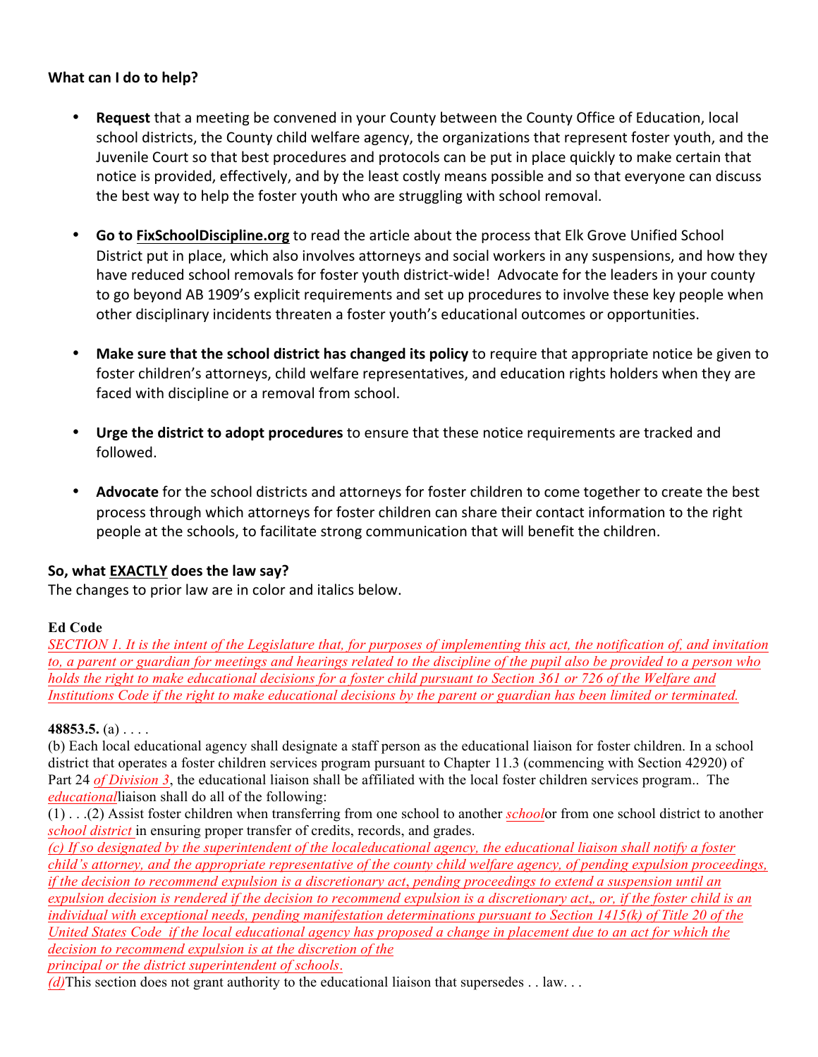**What can I do to help?**

- **Request** that a meeting be convened in your County between the County Office of Education, local school districts, the County child welfare agency, the organizations that represent foster youth, and the Juvenile Court so that best procedures and protocols can be put in place quickly to make certain that notice is provided, effectively, and by the least costly means possible and so that everyone can discuss the best way to help the foster youth who are struggling with school removal.

- **Go to FixSchoolDiscipline.org** to read the article about the process that Elk Grove Unified School District put in place, which also involves attorneys and social workers in any suspensions, and how they have reduced school removals for foster youth district-wide! Advocate for the leaders in your county to go beyond AB 1909's explicit requirements and set up procedures to involve these key people when other disciplinary incidents threaten a foster youth's educational outcomes or opportunities.

- **Make sure that the school district has changed its policy** to require that appropriate notice be given to foster children's attorneys, child welfare representatives, and education rights holders when they are faced with discipline or a removal from school.

- **Urge the district to adopt procedures** to ensure that these notice requirements are tracked and followed.

- **Advocate** for the school districts and attorneys for foster children to come together to create the best process through which attorneys for foster children can share their contact information to the right people at the schools, to facilitate strong communication that will benefit the children.

**So, what EXACTLY does the law say?**

The changes to prior law are in color and italics below.

**Ed Code**

*SECTION 1. It is the intent of the Legislature that, for purposes of implementing this act, the notification of, and invitation to, a parent or guardian for meetings and hearings related to the discipline of the pupil also be provided to a person who holds the right to make educational decisions for a foster child pursuant to Section 361 or 726 of the Welfare and Institutions Code if the right to make educational decisions by the parent or guardian has been limited or terminated.*

**48853.5.** (a) . . . .

(b) Each local educational agency shall designate a staff person as the educational liaison for foster children. In a school district that operates a foster children services program pursuant to Chapter 11.3 (commencing with Section 42920) of Part 24 *of Division 3*, the educational liaison shall be affiliated with the local foster children services program.. The *educational*liaison shall do all of the following:

(1) . . .(2) Assist foster children when transferring from one school to another *school*or from one school district to another *school district* in ensuring proper transfer of credits, records, and grades.

*(c) If so designated by the superintendent of the localeducational agency, the educational liaison shall notify a foster child's attorney, and the appropriate representative of the county child welfare agency, of pending expulsion proceedings, if the decision to recommend expulsion is a discretionary act, pending proceedings to extend a suspension until an expulsion decision is rendered if the decision to recommend expulsion is a discretionary act,, or, if the foster child is an individual with exceptional needs, pending manifestation determinations pursuant to Section 1415(k) of Title 20 of the United States Code if the local educational agency has proposed a change in placement due to an act for which the decision to recommend expulsion is at the discretion of the principal or the district superintendent of schools.*

*(d)*This section does not grant authority to the educational liaison that supersedes . . law. . .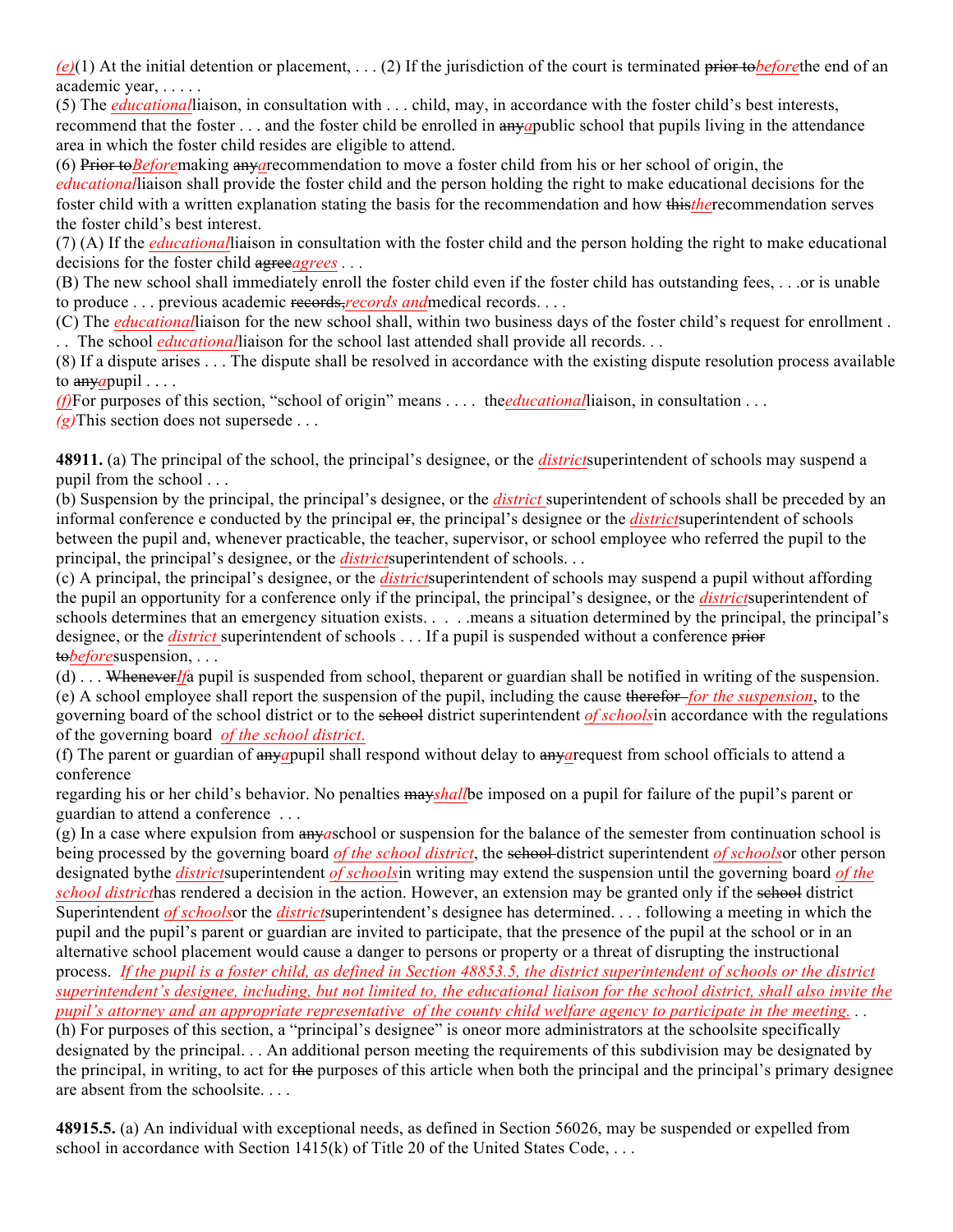*(e)*(1) At the initial detention or placement, . . . (2) If the jurisdiction of the court is terminated ~~prior to~~*before*the end of an academic year, . . . . .

(5) The *educational*liaison, in consultation with . . . child, may, in accordance with the foster child's best interests, recommend that the foster . . . and the foster child be enrolled in ~~any~~*a*public school that pupils living in the attendance area in which the foster child resides are eligible to attend.

(6) ~~Prior to~~*Before*making ~~any~~*a*recommendation to move a foster child from his or her school of origin, the *educational*liaison shall provide the foster child and the person holding the right to make educational decisions for the foster child with a written explanation stating the basis for the recommendation and how ~~this~~*the*recommendation serves the foster child's best interest.

(7) (A) If the *educational*liaison in consultation with the foster child and the person holding the right to make educational decisions for the foster child ~~agree~~*agrees* . . .

(B) The new school shall immediately enroll the foster child even if the foster child has outstanding fees, . . .or is unable to produce . . . previous academic ~~records,~~*records and*medical records. . . .

(C) The *educational*liaison for the new school shall, within two business days of the foster child's request for enrollment . . . The school *educational*liaison for the school last attended shall provide all records. . .

(8) If a dispute arises . . . The dispute shall be resolved in accordance with the existing dispute resolution process available to ~~any~~*a*pupil . . . .

*(f)*For purposes of this section, "school of origin" means . . . . the*educational*liaison, in consultation . . .

*(g)*This section does not supersede . . .

**48911.** (a) The principal of the school, the principal's designee, or the *district*superintendent of schools may suspend a pupil from the school . . .

(b) Suspension by the principal, the principal's designee, or the *district* superintendent of schools shall be preceded by an informal conference e conducted by the principal ~~or~~, the principal's designee or the *district*superintendent of schools between the pupil and, whenever practicable, the teacher, supervisor, or school employee who referred the pupil to the principal, the principal's designee, or the *district*superintendent of schools. . .

(c) A principal, the principal's designee, or the *district*superintendent of schools may suspend a pupil without affording the pupil an opportunity for a conference only if the principal, the principal's designee, or the *district*superintendent of schools determines that an emergency situation exists. . . . .means a situation determined by the principal, the principal's designee, or the *district* superintendent of schools . . . If a pupil is suspended without a conference ~~prior to~~*before*suspension, . . .

(d) . . . ~~Whenever~~*If*a pupil is suspended from school, theparent or guardian shall be notified in writing of the suspension.

(e) A school employee shall report the suspension of the pupil, including the cause ~~therefor~~ *for the suspension*, to the governing board of the school district or to the ~~school~~ district superintendent *of schools*in accordance with the regulations of the governing board *of the school district.*

(f) The parent or guardian of ~~any~~*a*pupil shall respond without delay to ~~any~~*a*request from school officials to attend a conference regarding his or her child's behavior. No penalties ~~may~~*shall*be imposed on a pupil for failure of the pupil's parent or guardian to attend a conference . . .

(g) In a case where expulsion from ~~any~~*a*school or suspension for the balance of the semester from continuation school is being processed by the governing board *of the school district*, the ~~school~~ district superintendent *of schools*or other person designated bythe *district*superintendent *of schools*in writing may extend the suspension until the governing board *of the school district*has rendered a decision in the action. However, an extension may be granted only if the ~~school~~ district Superintendent *of schools*or the *district*superintendent's designee has determined. . . . following a meeting in which the pupil and the pupil's parent or guardian are invited to participate, that the presence of the pupil at the school or in an alternative school placement would cause a danger to persons or property or a threat of disrupting the instructional process. *If the pupil is a foster child, as defined in Section 48853.5, the district superintendent of schools or the district superintendent's designee, including, but not limited to, the educational liaison for the school district, shall also invite the pupil's attorney and an appropriate representative of the county child welfare agency to participate in the meeting.* . .

(h) For purposes of this section, a "principal's designee" is oneor more administrators at the schoolsite specifically designated by the principal. . . An additional person meeting the requirements of this subdivision may be designated by the principal, in writing, to act for ~~the~~ purposes of this article when both the principal and the principal's primary designee are absent from the schoolsite. . . .

**48915.5.** (a) An individual with exceptional needs, as defined in Section 56026, may be suspended or expelled from school in accordance with Section 1415(k) of Title 20 of the United States Code, . . .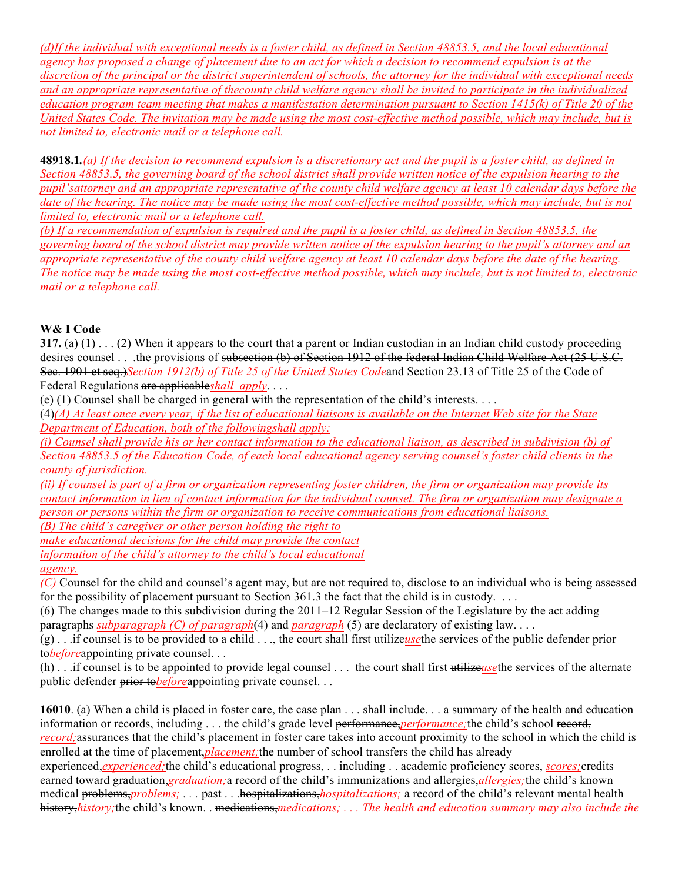*(d)If the individual with exceptional needs is a foster child, as defined in Section 48853.5, and the local educational agency has proposed a change of placement due to an act for which a decision to recommend expulsion is at the discretion of the principal or the district superintendent of schools, the attorney for the individual with exceptional needs and an appropriate representative of thecounty child welfare agency shall be invited to participate in the individualized education program team meeting that makes a manifestation determination pursuant to Section 1415(k) of Title 20 of the United States Code. The invitation may be made using the most cost-effective method possible, which may include, but is not limited to, electronic mail or a telephone call.*

**48918.1.***(a) If the decision to recommend expulsion is a discretionary act and the pupil is a foster child, as defined in Section 48853.5, the governing board of the school district shall provide written notice of the expulsion hearing to the pupil'sattorney and an appropriate representative of the county child welfare agency at least 10 calendar days before the date of the hearing. The notice may be made using the most cost-effective method possible, which may include, but is not limited to, electronic mail or a telephone call.*
*(b) If a recommendation of expulsion is required and the pupil is a foster child, as defined in Section 48853.5, the governing board of the school district may provide written notice of the expulsion hearing to the pupil's attorney and an appropriate representative of the county child welfare agency at least 10 calendar days before the date of the hearing. The notice may be made using the most cost-effective method possible, which may include, but is not limited to, electronic mail or a telephone call.*

**W& I Code**

**317.** (a) (1) . . . (2) When it appears to the court that a parent or Indian custodian in an Indian child custody proceeding desires counsel . . .the provisions of ~~subsection (b) of Section 1912 of the federal Indian Child Welfare Act (25 U.S.C. Sec. 1901 et seq.)~~*Section 1912(b) of Title 25 of the United States Code*and Section 23.13 of Title 25 of the Code of Federal Regulations ~~are applicable~~*shall apply*. . . .
(e) (1) Counsel shall be charged in general with the representation of the child's interests. . . .
(4)*(A) At least once every year, if the list of educational liaisons is available on the Internet Web site for the State Department of Education, both of the followingshall apply:*
*(i) Counsel shall provide his or her contact information to the educational liaison, as described in subdivision (b) of Section 48853.5 of the Education Code, of each local educational agency serving counsel's foster child clients in the county of jurisdiction.*
*(ii) If counsel is part of a firm or organization representing foster children, the firm or organization may provide its contact information in lieu of contact information for the individual counsel. The firm or organization may designate a person or persons within the firm or organization to receive communications from educational liaisons.*
*(B) The child's caregiver or other person holding the right to make educational decisions for the child may provide the contact information of the child's attorney to the child's local educational agency.*
*(C)* Counsel for the child and counsel's agent may, but are not required to, disclose to an individual who is being assessed for the possibility of placement pursuant to Section 361.3 the fact that the child is in custody. . . .
(6) The changes made to this subdivision during the 2011–12 Regular Session of the Legislature by the act adding ~~paragraphs~~ *subparagraph (C) of paragraph*(4) and *paragraph* (5) are declaratory of existing law. . . .
(g) . . .if counsel is to be provided to a child . . ., the court shall first ~~utilize~~*use*the services of the public defender ~~prior to~~*before*appointing private counsel. . .
(h) . . .if counsel is to be appointed to provide legal counsel . . . the court shall first ~~utilize~~*use*the services of the alternate public defender ~~prior to~~*before*appointing private counsel. . .

**16010**. (a) When a child is placed in foster care, the case plan . . . shall include. . . a summary of the health and education information or records, including . . . the child's grade level ~~performance,~~*performance;*the child's school ~~record,~~ *record;*assurances that the child's placement in foster care takes into account proximity to the school in which the child is enrolled at the time of ~~placement,~~*placement;*the number of school transfers the child has already ~~experienced,~~*experienced;*the child's educational progress, . . including . . academic proficiency ~~scores,~~ *scores;*credits earned toward ~~graduation,~~*graduation;*a record of the child's immunizations and ~~allergies,~~*allergies;*the child's known medical ~~problems,~~*problems;* . . . past . . .~~hospitalizations,~~*hospitalizations;* a record of the child's relevant mental health ~~history,~~*history;*the child's known. . ~~medications,~~*medications; . . . The health and education summary may also include the*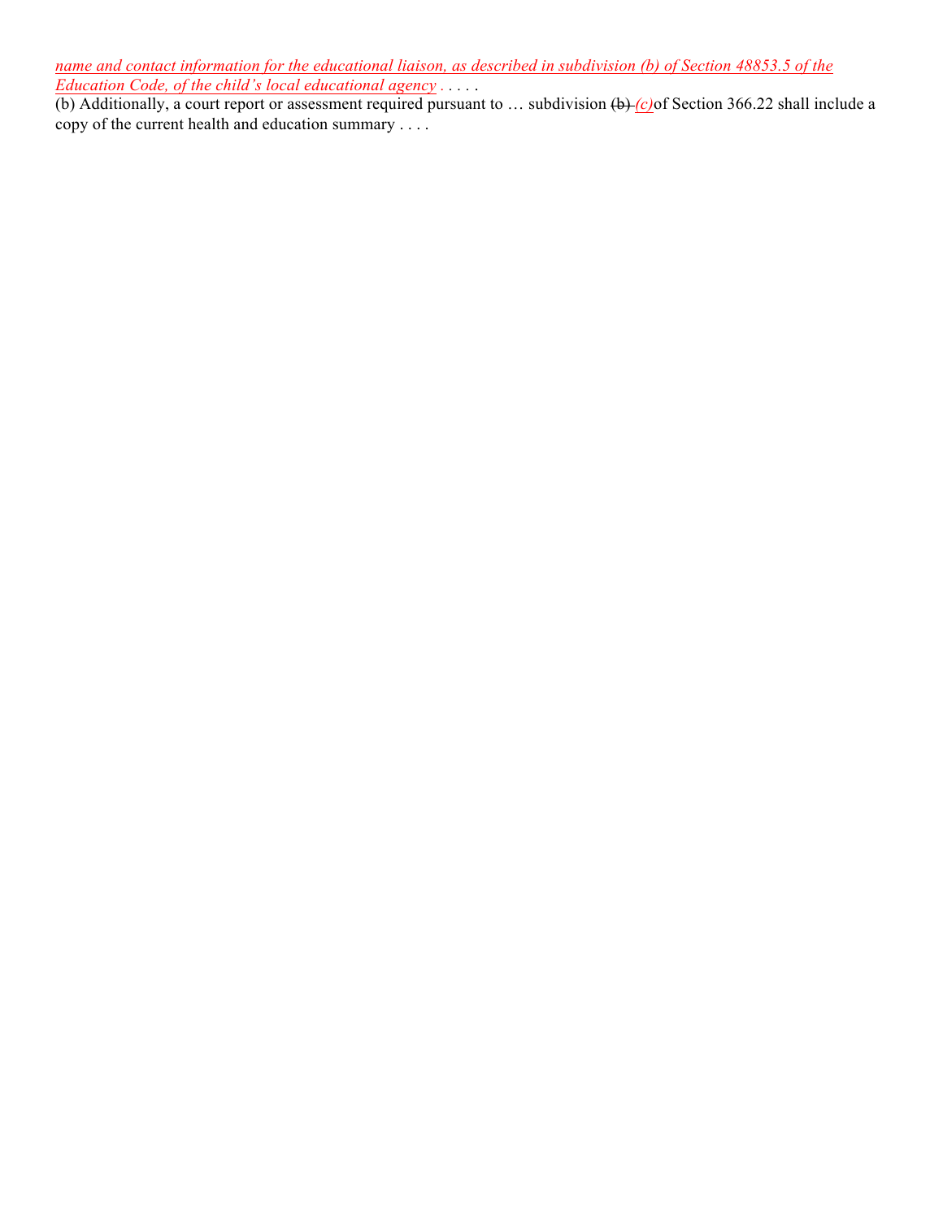*<u>name and contact information for the educational liaison, as described in subdivision (b) of Section 48853.5 of the Education Code, of the child's local educational agency</u>* . . . . .

(b) Additionally, a court report or assessment required pursuant to … subdivision ~~(b)~~ *<u>(c)</u>*of Section 366.22 shall include a copy of the current health and education summary . . . .